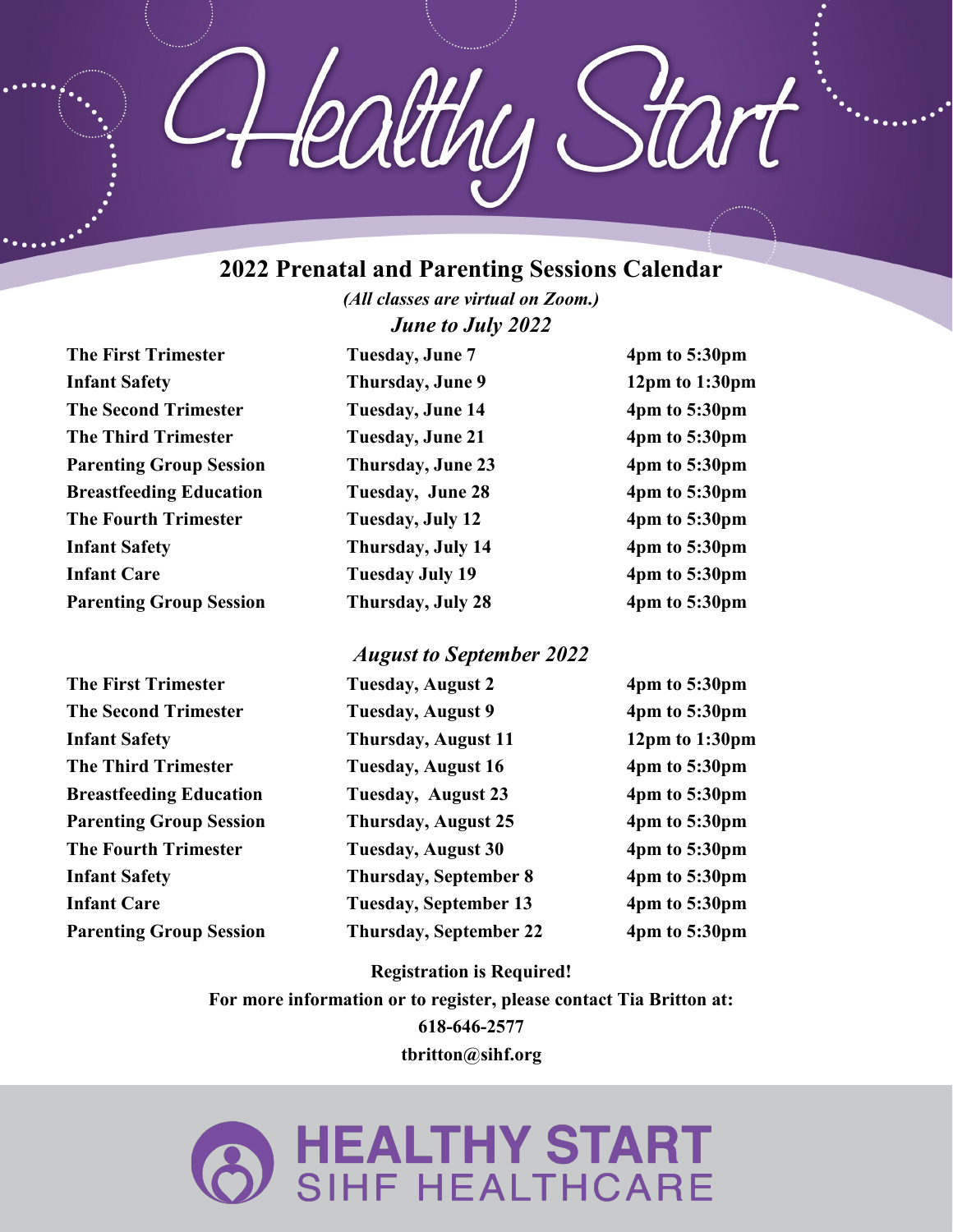# Healthy Start

## 2022 Prenatal and Parenting Sessions Calendar

*(All classes are virtual on Zoom.)*

### *June to July 2022*

| | | |
|---|---|---|
| **The First Trimester** | **Tuesday, June 7** | **4pm to 5:30pm** |
| **Infant Safety** | **Thursday, June 9** | **12pm to 1:30pm** |
| **The Second Trimester** | **Tuesday, June 14** | **4pm to 5:30pm** |
| **The Third Trimester** | **Tuesday, June 21** | **4pm to 5:30pm** |
| **Parenting Group Session** | **Thursday, June 23** | **4pm to 5:30pm** |
| **Breastfeeding Education** | **Tuesday, June 28** | **4pm to 5:30pm** |
| **The Fourth Trimester** | **Tuesday, July 12** | **4pm to 5:30pm** |
| **Infant Safety** | **Thursday, July 14** | **4pm to 5:30pm** |
| **Infant Care** | **Tuesday July 19** | **4pm to 5:30pm** |
| **Parenting Group Session** | **Thursday, July 28** | **4pm to 5:30pm** |

### *August to September 2022*

| | | |
|---|---|---|
| **The First Trimester** | **Tuesday, August 2** | **4pm to 5:30pm** |
| **The Second Trimester** | **Tuesday, August 9** | **4pm to 5:30pm** |
| **Infant Safety** | **Thursday, August 11** | **12pm to 1:30pm** |
| **The Third Trimester** | **Tuesday, August 16** | **4pm to 5:30pm** |
| **Breastfeeding Education** | **Tuesday, August 23** | **4pm to 5:30pm** |
| **Parenting Group Session** | **Thursday, August 25** | **4pm to 5:30pm** |
| **The Fourth Trimester** | **Tuesday, August 30** | **4pm to 5:30pm** |
| **Infant Safety** | **Thursday, September 8** | **4pm to 5:30pm** |
| **Infant Care** | **Tuesday, September 13** | **4pm to 5:30pm** |
| **Parenting Group Session** | **Thursday, September 22** | **4pm to 5:30pm** |

**Registration is Required!**

**For more information or to register, please contact Tia Britton at:**

**618-646-2577**

**tbritton@sihf.org**

**HEALTHY START**
SIHF HEALTHCARE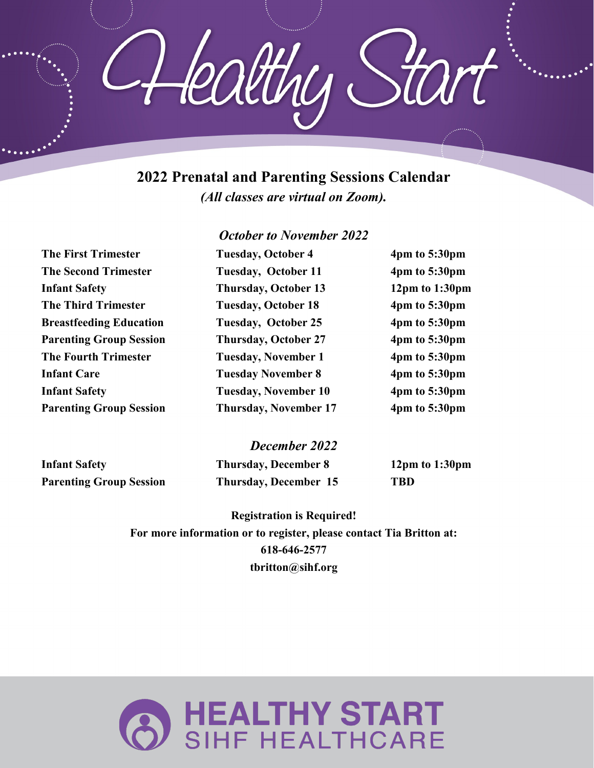# Healthy Start

## 2022 Prenatal and Parenting Sessions Calendar

*(All classes are virtual on Zoom).*

### *October to November 2022*

| | | |
|---|---|---|
| **The First Trimester** | **Tuesday, October 4** | **4pm to 5:30pm** |
| **The Second Trimester** | **Tuesday, October 11** | **4pm to 5:30pm** |
| **Infant Safety** | **Thursday, October 13** | **12pm to 1:30pm** |
| **The Third Trimester** | **Tuesday, October 18** | **4pm to 5:30pm** |
| **Breastfeeding Education** | **Tuesday, October 25** | **4pm to 5:30pm** |
| **Parenting Group Session** | **Thursday, October 27** | **4pm to 5:30pm** |
| **The Fourth Trimester** | **Tuesday, November 1** | **4pm to 5:30pm** |
| **Infant Care** | **Tuesday November 8** | **4pm to 5:30pm** |
| **Infant Safety** | **Tuesday, November 10** | **4pm to 5:30pm** |
| **Parenting Group Session** | **Thursday, November 17** | **4pm to 5:30pm** |

### *December 2022*

| | | |
|---|---|---|
| **Infant Safety** | **Thursday, December 8** | **12pm to 1:30pm** |
| **Parenting Group Session** | **Thursday, December 15** | **TBD** |

**Registration is Required!**

**For more information or to register, please contact Tia Britton at:**

**618-646-2577**

**tbritton@sihf.org**

**HEALTHY START**
SIHF HEALTHCARE